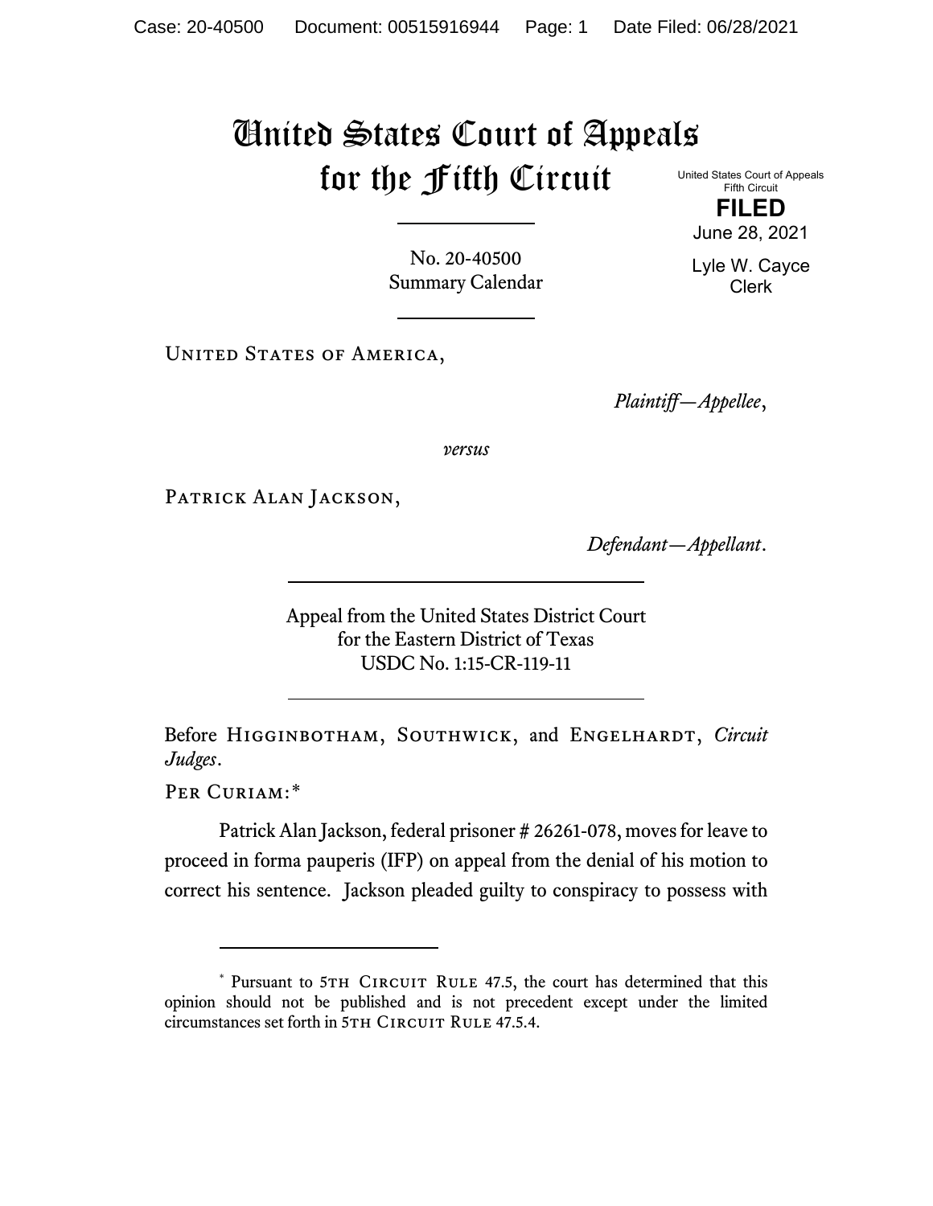# United States Court of Appeals for the Fifth Circuit

United States Court of Appeals
Fifth Circuit

**FILED**

June 28, 2021

Lyle W. Cayce
Clerk

No. 20-40500
Summary Calendar

United States of America,

*Plaintiff—Appellee*,

*versus*

Patrick Alan Jackson,

*Defendant—Appellant*.

Appeal from the United States District Court
for the Eastern District of Texas
USDC No. 1:15-CR-119-11

Before Higginbotham, Southwick, and Engelhardt, *Circuit Judges*.

Per Curiam:*

Patrick Alan Jackson, federal prisoner # 26261-078, moves for leave to proceed in forma pauperis (IFP) on appeal from the denial of his motion to correct his sentence. Jackson pleaded guilty to conspiracy to possess with

---

\* Pursuant to 5th Circuit Rule 47.5, the court has determined that this opinion should not be published and is not precedent except under the limited circumstances set forth in 5th Circuit Rule 47.5.4.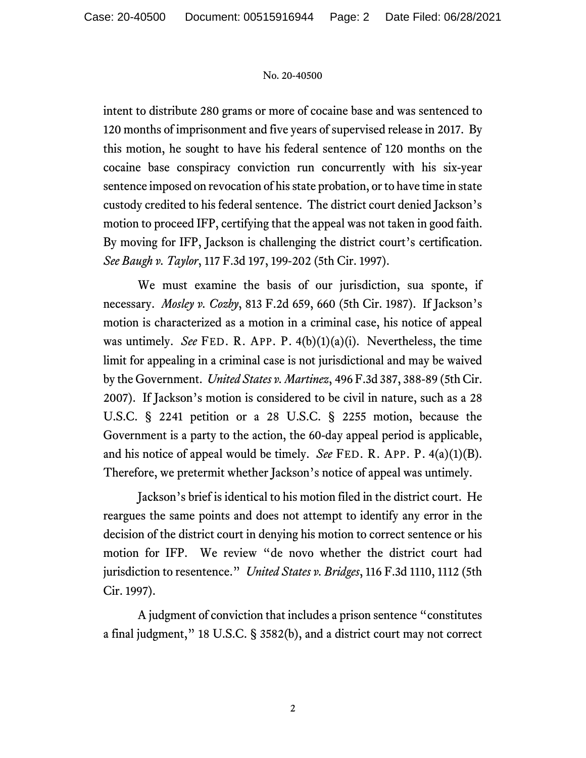intent to distribute 280 grams or more of cocaine base and was sentenced to 120 months of imprisonment and five years of supervised release in 2017. By this motion, he sought to have his federal sentence of 120 months on the cocaine base conspiracy conviction run concurrently with his six-year sentence imposed on revocation of his state probation, or to have time in state custody credited to his federal sentence. The district court denied Jackson's motion to proceed IFP, certifying that the appeal was not taken in good faith. By moving for IFP, Jackson is challenging the district court's certification. *See Baugh v. Taylor*, 117 F.3d 197, 199-202 (5th Cir. 1997).

We must examine the basis of our jurisdiction, sua sponte, if necessary. *Mosley v. Cozby*, 813 F.2d 659, 660 (5th Cir. 1987). If Jackson's motion is characterized as a motion in a criminal case, his notice of appeal was untimely. *See* FED. R. APP. P. 4(b)(1)(a)(i). Nevertheless, the time limit for appealing in a criminal case is not jurisdictional and may be waived by the Government. *United States v. Martinez*, 496 F.3d 387, 388-89 (5th Cir. 2007). If Jackson's motion is considered to be civil in nature, such as a 28 U.S.C. § 2241 petition or a 28 U.S.C. § 2255 motion, because the Government is a party to the action, the 60-day appeal period is applicable, and his notice of appeal would be timely. *See* FED. R. APP. P. 4(a)(1)(B). Therefore, we pretermit whether Jackson's notice of appeal was untimely.

Jackson's brief is identical to his motion filed in the district court. He reargues the same points and does not attempt to identify any error in the decision of the district court in denying his motion to correct sentence or his motion for IFP. We review "de novo whether the district court had jurisdiction to resentence." *United States v. Bridges*, 116 F.3d 1110, 1112 (5th Cir. 1997).

A judgment of conviction that includes a prison sentence "constitutes a final judgment," 18 U.S.C. § 3582(b), and a district court may not correct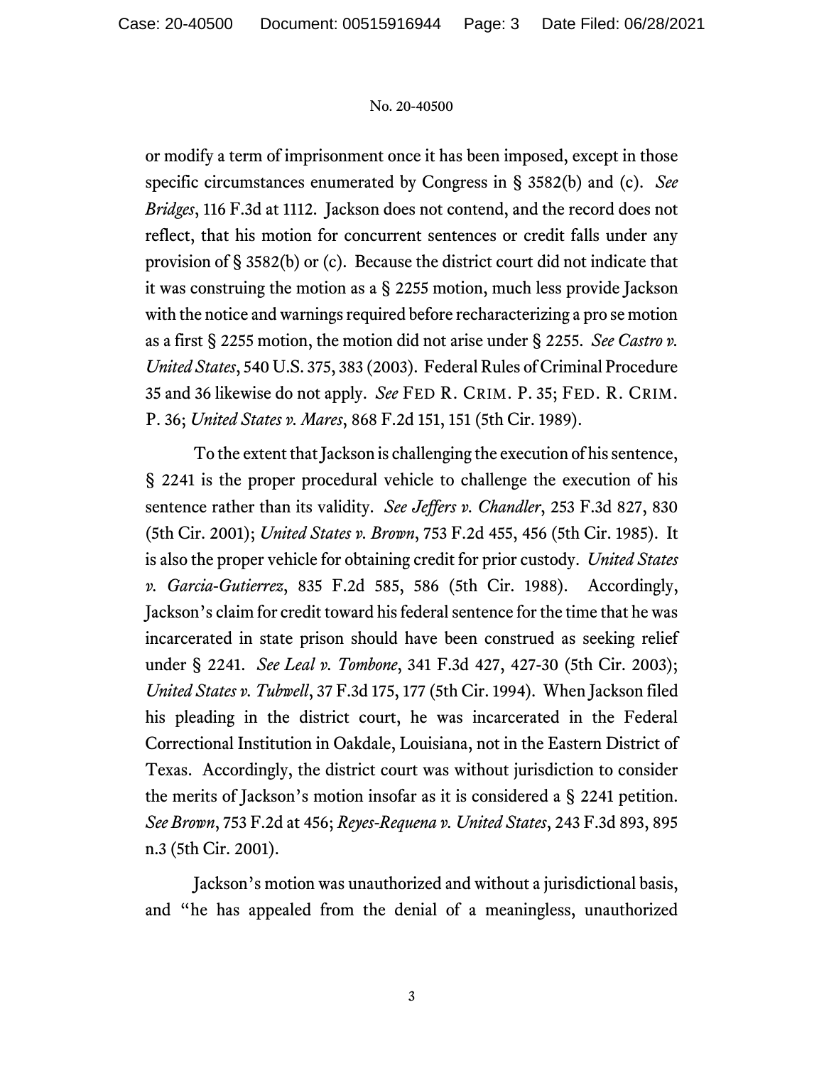or modify a term of imprisonment once it has been imposed, except in those specific circumstances enumerated by Congress in § 3582(b) and (c). *See Bridges*, 116 F.3d at 1112. Jackson does not contend, and the record does not reflect, that his motion for concurrent sentences or credit falls under any provision of § 3582(b) or (c). Because the district court did not indicate that it was construing the motion as a § 2255 motion, much less provide Jackson with the notice and warnings required before recharacterizing a pro se motion as a first § 2255 motion, the motion did not arise under § 2255. *See Castro v. United States*, 540 U.S. 375, 383 (2003). Federal Rules of Criminal Procedure 35 and 36 likewise do not apply. *See* FED R. CRIM. P. 35; FED. R. CRIM. P. 36; *United States v. Mares*, 868 F.2d 151, 151 (5th Cir. 1989).

To the extent that Jackson is challenging the execution of his sentence, § 2241 is the proper procedural vehicle to challenge the execution of his sentence rather than its validity. *See Jeffers v. Chandler*, 253 F.3d 827, 830 (5th Cir. 2001); *United States v. Brown*, 753 F.2d 455, 456 (5th Cir. 1985). It is also the proper vehicle for obtaining credit for prior custody. *United States v. Garcia-Gutierrez*, 835 F.2d 585, 586 (5th Cir. 1988). Accordingly, Jackson's claim for credit toward his federal sentence for the time that he was incarcerated in state prison should have been construed as seeking relief under § 2241. *See Leal v. Tombone*, 341 F.3d 427, 427-30 (5th Cir. 2003); *United States v. Tubwell*, 37 F.3d 175, 177 (5th Cir. 1994). When Jackson filed his pleading in the district court, he was incarcerated in the Federal Correctional Institution in Oakdale, Louisiana, not in the Eastern District of Texas. Accordingly, the district court was without jurisdiction to consider the merits of Jackson's motion insofar as it is considered a § 2241 petition. *See Brown*, 753 F.2d at 456; *Reyes-Requena v. United States*, 243 F.3d 893, 895 n.3 (5th Cir. 2001).

Jackson's motion was unauthorized and without a jurisdictional basis, and "he has appealed from the denial of a meaningless, unauthorized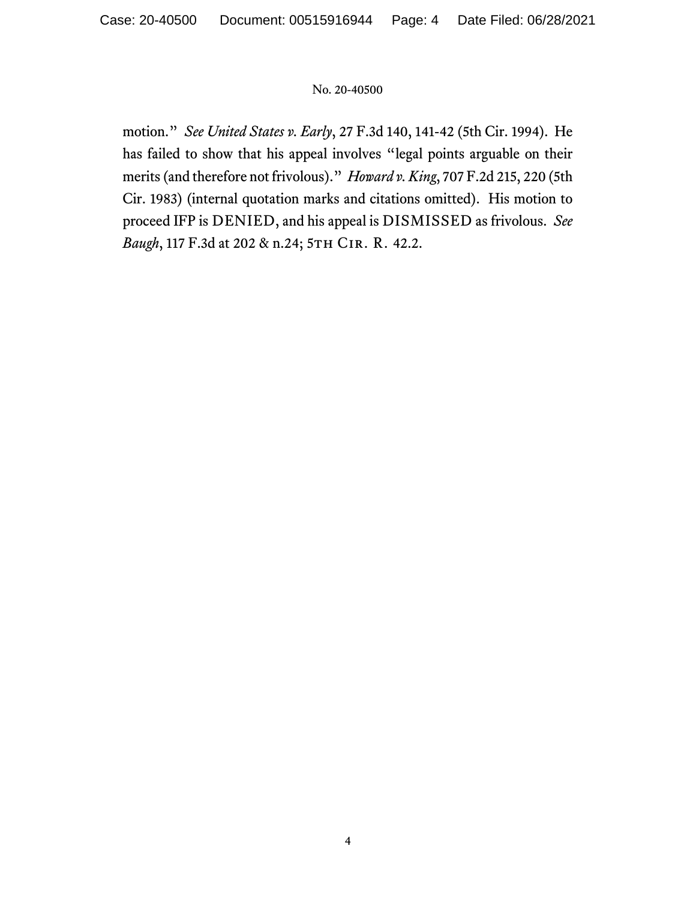motion." *See United States v. Early*, 27 F.3d 140, 141-42 (5th Cir. 1994). He has failed to show that his appeal involves "legal points arguable on their merits (and therefore not frivolous)." *Howard v. King*, 707 F.2d 215, 220 (5th Cir. 1983) (internal quotation marks and citations omitted). His motion to proceed IFP is DENIED, and his appeal is DISMISSED as frivolous. *See Baugh*, 117 F.3d at 202 & n.24; 5TH CIR. R. 42.2.